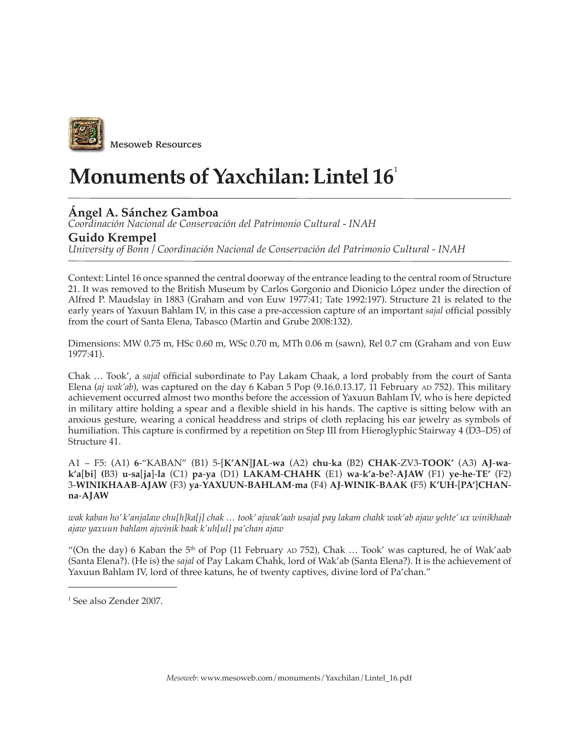Mesoweb Resources

# Monuments of Yaxchilan: Lintel 16[1]

**Ángel A. Sánchez Gamboa**
*Coordinación Nacional de Conservación del Patrimonio Cultural - INAH*
**Guido Krempel**
*University of Bonn / Coordinación Nacional de Conservación del Patrimonio Cultural - INAH*

Context: Lintel 16 once spanned the central doorway of the entrance leading to the central room of Structure 21. It was removed to the British Museum by Carlos Gorgonio and Dionicio López under the direction of Alfred P. Maudslay in 1883 (Graham and von Euw 1977:41; Tate 1992:197). Structure 21 is related to the early years of Yaxuun Bahlam IV, in this case a pre-accession capture of an important *sajal* official possibly from the court of Santa Elena, Tabasco (Martin and Grube 2008:132).

Dimensions: MW 0.75 m, HSc 0.60 m, WSc 0.70 m, MTh 0.06 m (sawn), Rel 0.7 cm (Graham and von Euw 1977:41).

Chak … Took', a *sajal* official subordinate to Pay Lakam Chaak, a lord probably from the court of Santa Elena (*aj wak'ab*), was captured on the day 6 Kaban 5 Pop (9.16.0.13.17, 11 February AD 752). This military achievement occurred almost two months before the accession of Yaxuun Bahlam IV, who is here depicted in military attire holding a spear and a flexible shield in his hands. The captive is sitting below with an anxious gesture, wearing a conical headdress and strips of cloth replacing his ear jewelry as symbols of humiliation. This capture is confirmed by a repetition on Step III from Hieroglyphic Stairway 4 (D3–D5) of Structure 41.

A1 – F5: (A1) **6**-"KABAN" (B1) 5-[**K'AN**]**JAL-wa** (A2) **chu-ka** (B2) **CHAK**-ZV3-**TOOK'** (A3) **AJ-wa-k'a**[**bi**] **(**B3) **u-sa**[**ja**]**-la** (C1) **pa-ya** (D1) **LAKAM-CHAHK** (E1) **wa-k'a-be**?**-AJAW** (F1) **ye-he-TE'** (F2) 3-**WINIKHAAB-AJAW** (F3) **ya-YAXUUN-BAHLAM-ma** (F4) **AJ-WINIK-BAAK (**F5) **K'UH**-[**PA'**]**CHAN-na-AJAW**

*wak kaban ho' k'anjalaw chu[h]ka[j] chak … took' ajwak'aab usajal pay lakam chahk wak'ab ajaw yehte' ux winikhaab ajaw yaxuun bahlam ajwinik baak k'uh[ul] pa'chan ajaw*

"(On the day) 6 Kaban the 5th of Pop (11 February AD 752), Chak … Took' was captured, he of Wak'aab (Santa Elena?). (He is) the *sajal* of Pay Lakam Chahk, lord of Wak'ab (Santa Elena?). It is the achievement of Yaxuun Bahlam IV, lord of three katuns, he of twenty captives, divine lord of Pa'chan."

---

[1] See also Zender 2007.

*Mesoweb*: www.mesoweb.com/monuments/Yaxchilan/Lintel_16.pdf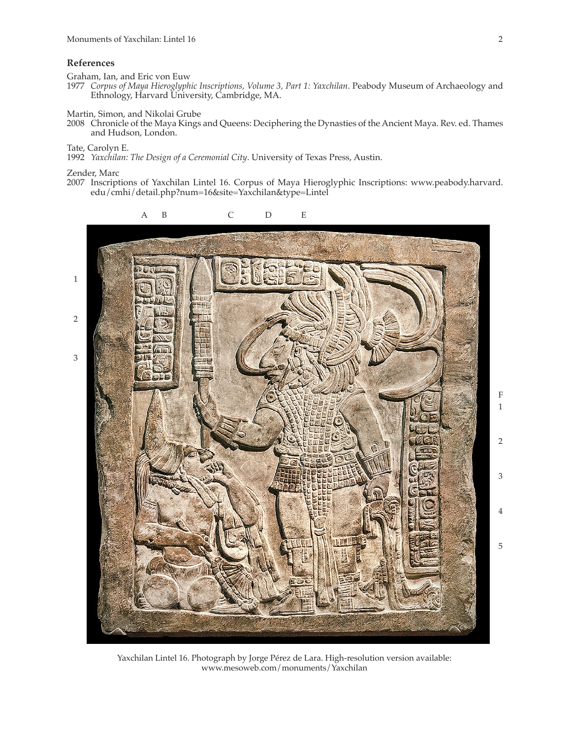## References

Graham, Ian, and Eric von Euw
1977 *Corpus of Maya Hieroglyphic Inscriptions, Volume 3, Part 1: Yaxchilan*. Peabody Museum of Archaeology and Ethnology, Harvard University, Cambridge, MA.

Martin, Simon, and Nikolai Grube
2008 Chronicle of the Maya Kings and Queens: Deciphering the Dynasties of the Ancient Maya. Rev. ed. Thames and Hudson, London.

Tate, Carolyn E.
1992 *Yaxchilan: The Design of a Ceremonial City*. University of Texas Press, Austin.

Zender, Marc
2007 Inscriptions of Yaxchilan Lintel 16. Corpus of Maya Hieroglyphic Inscriptions: www.peabody.harvard.edu/cmhi/detail.php?num=16&site=Yaxchilan&type=Lintel

A B C D E

1
2
3

F
1
2
3
4
5

Yaxchilan Lintel 16. Photograph by Jorge Pérez de Lara. High-resolution version available: www.mesoweb.com/monuments/Yaxchilan